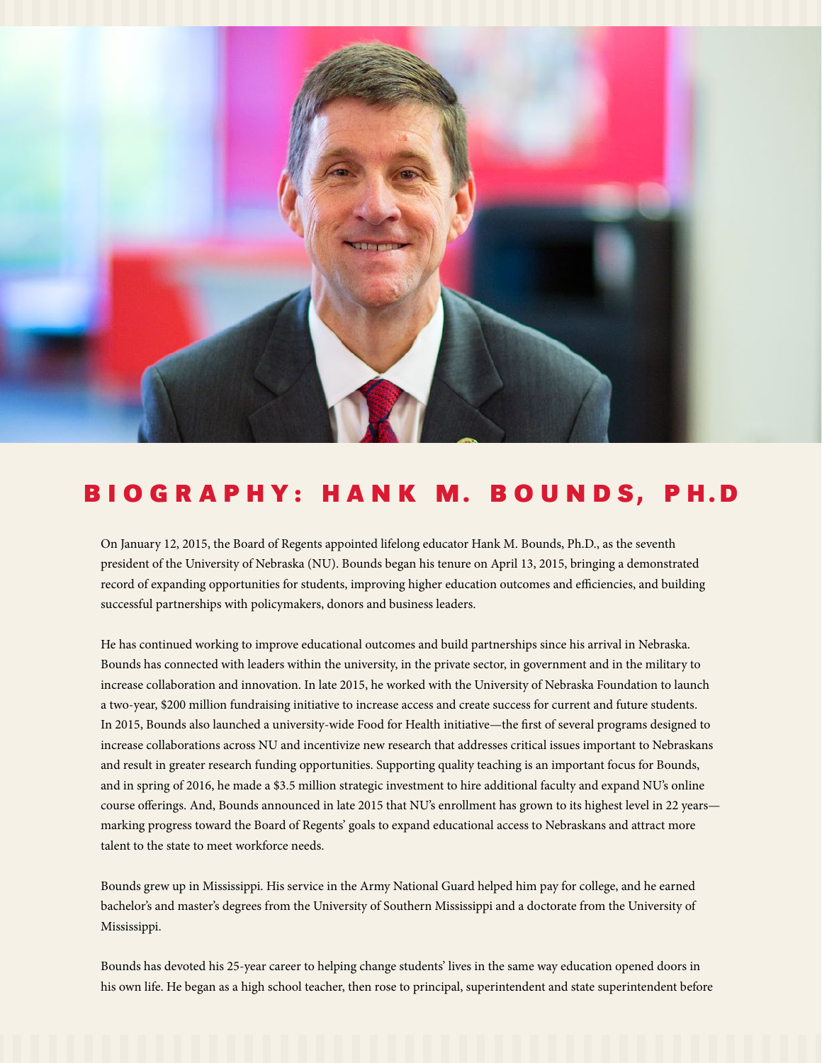# BIOGRAPHY: HANK M. BOUNDS, PH.D

On January 12, 2015, the Board of Regents appointed lifelong educator Hank M. Bounds, Ph.D., as the seventh president of the University of Nebraska (NU). Bounds began his tenure on April 13, 2015, bringing a demonstrated record of expanding opportunities for students, improving higher education outcomes and efficiencies, and building successful partnerships with policymakers, donors and business leaders.

He has continued working to improve educational outcomes and build partnerships since his arrival in Nebraska. Bounds has connected with leaders within the university, in the private sector, in government and in the military to increase collaboration and innovation. In late 2015, he worked with the University of Nebraska Foundation to launch a two-year, $200 million fundraising initiative to increase access and create success for current and future students. In 2015, Bounds also launched a university-wide Food for Health initiative—the first of several programs designed to increase collaborations across NU and incentivize new research that addresses critical issues important to Nebraskans and result in greater research funding opportunities. Supporting quality teaching is an important focus for Bounds, and in spring of 2016, he made a $3.5 million strategic investment to hire additional faculty and expand NU's online course offerings. And, Bounds announced in late 2015 that NU's enrollment has grown to its highest level in 22 years—marking progress toward the Board of Regents' goals to expand educational access to Nebraskans and attract more talent to the state to meet workforce needs.

Bounds grew up in Mississippi. His service in the Army National Guard helped him pay for college, and he earned bachelor's and master's degrees from the University of Southern Mississippi and a doctorate from the University of Mississippi.

Bounds has devoted his 25-year career to helping change students' lives in the same way education opened doors in his own life. He began as a high school teacher, then rose to principal, superintendent and state superintendent before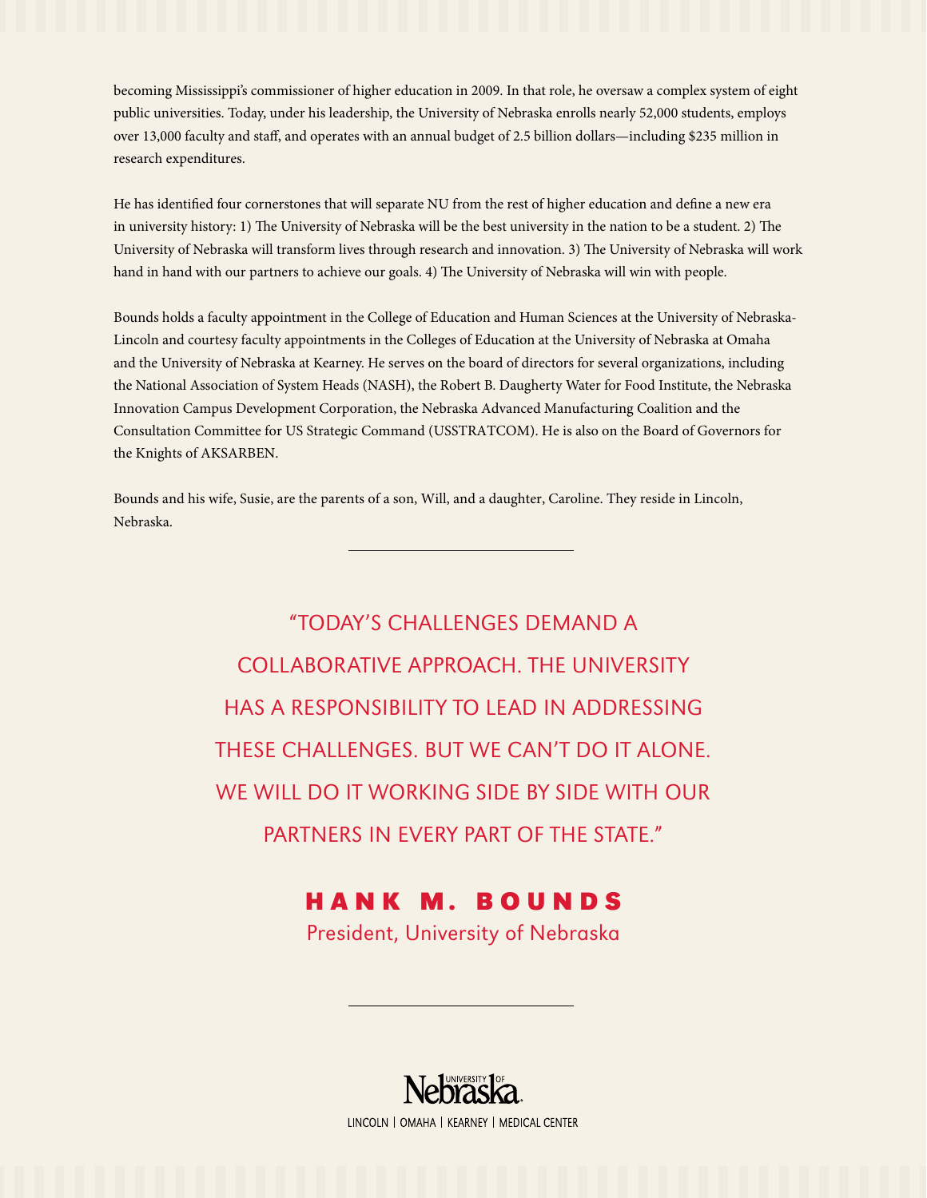becoming Mississippi's commissioner of higher education in 2009. In that role, he oversaw a complex system of eight public universities. Today, under his leadership, the University of Nebraska enrolls nearly 52,000 students, employs over 13,000 faculty and staff, and operates with an annual budget of 2.5 billion dollars—including $235 million in research expenditures.

He has identified four cornerstones that will separate NU from the rest of higher education and define a new era in university history: 1) The University of Nebraska will be the best university in the nation to be a student. 2) The University of Nebraska will transform lives through research and innovation. 3) The University of Nebraska will work hand in hand with our partners to achieve our goals. 4) The University of Nebraska will win with people.

Bounds holds a faculty appointment in the College of Education and Human Sciences at the University of Nebraska-Lincoln and courtesy faculty appointments in the Colleges of Education at the University of Nebraska at Omaha and the University of Nebraska at Kearney. He serves on the board of directors for several organizations, including the National Association of System Heads (NASH), the Robert B. Daugherty Water for Food Institute, the Nebraska Innovation Campus Development Corporation, the Nebraska Advanced Manufacturing Coalition and the Consultation Committee for US Strategic Command (USSTRATCOM). He is also on the Board of Governors for the Knights of AKSARBEN.

Bounds and his wife, Susie, are the parents of a son, Will, and a daughter, Caroline. They reside in Lincoln, Nebraska.

---

"TODAY'S CHALLENGES DEMAND A COLLABORATIVE APPROACH. THE UNIVERSITY HAS A RESPONSIBILITY TO LEAD IN ADDRESSING THESE CHALLENGES. BUT WE CAN'T DO IT ALONE. WE WILL DO IT WORKING SIDE BY SIDE WITH OUR PARTNERS IN EVERY PART OF THE STATE."

**HANK M. BOUNDS**

President, University of Nebraska

---

University of Nebraska

LINCOLN | OMAHA | KEARNEY | MEDICAL CENTER